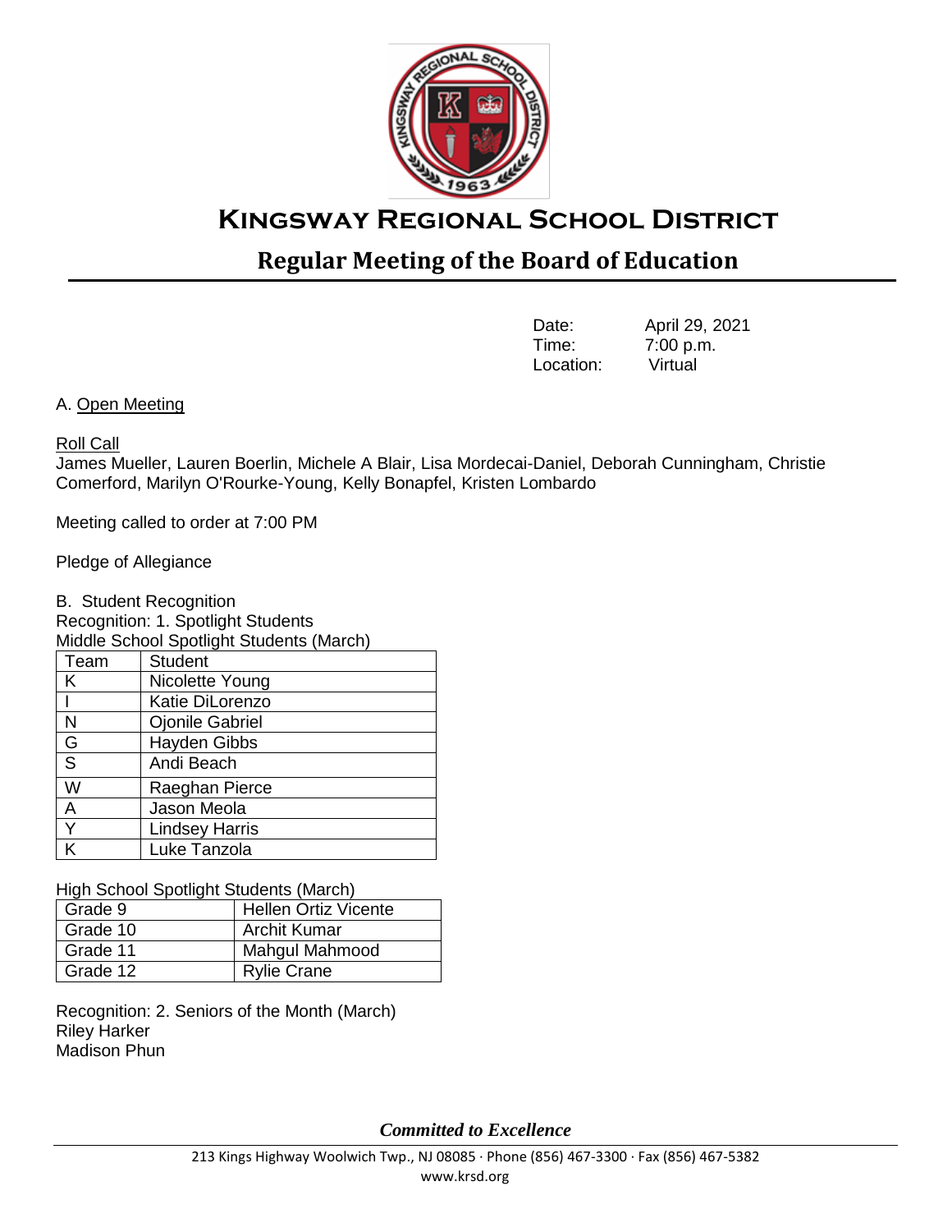# Kingsway Regional School District

## Regular Meeting of the Board of Education

Date: April 29, 2021
Time: 7:00 p.m.
Location: Virtual

A. Open Meeting

Roll Call
James Mueller, Lauren Boerlin, Michele A Blair, Lisa Mordecai-Daniel, Deborah Cunningham, Christie Comerford, Marilyn O'Rourke-Young, Kelly Bonapfel, Kristen Lombardo

Meeting called to order at 7:00 PM

Pledge of Allegiance

B. Student Recognition
Recognition: 1. Spotlight Students
Middle School Spotlight Students (March)

| Team | Student |
|---|---|
| K | Nicolette Young |
| I | Katie DiLorenzo |
| N | Ojonile Gabriel |
| G | Hayden Gibbs |
| S | Andi Beach |
| W | Raeghan Pierce |
| A | Jason Meola |
| Y | Lindsey Harris |
| K | Luke Tanzola |

High School Spotlight Students (March)

| Grade | Student |
|---|---|
| Grade 9 | Hellen Ortiz Vicente |
| Grade 10 | Archit Kumar |
| Grade 11 | Mahgul Mahmood |
| Grade 12 | Rylie Crane |

Recognition: 2. Seniors of the Month (March)
Riley Harker
Madison Phun

*Committed to Excellence*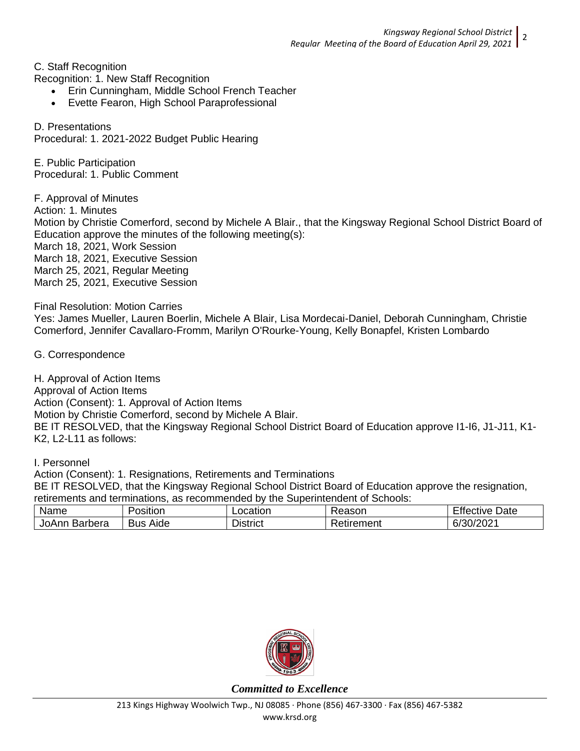C. Staff Recognition

Recognition: 1. New Staff Recognition

- Erin Cunningham, Middle School French Teacher
- Evette Fearon, High School Paraprofessional

D. Presentations

Procedural: 1. 2021-2022 Budget Public Hearing

E. Public Participation

Procedural: 1. Public Comment

F. Approval of Minutes

Action: 1. Minutes

Motion by Christie Comerford, second by Michele A Blair., that the Kingsway Regional School District Board of Education approve the minutes of the following meeting(s):

March 18, 2021, Work Session

March 18, 2021, Executive Session

March 25, 2021, Regular Meeting

March 25, 2021, Executive Session

Final Resolution: Motion Carries

Yes: James Mueller, Lauren Boerlin, Michele A Blair, Lisa Mordecai-Daniel, Deborah Cunningham, Christie Comerford, Jennifer Cavallaro-Fromm, Marilyn O'Rourke-Young, Kelly Bonapfel, Kristen Lombardo

G. Correspondence

H. Approval of Action Items

Approval of Action Items

Action (Consent): 1. Approval of Action Items

Motion by Christie Comerford, second by Michele A Blair.

BE IT RESOLVED, that the Kingsway Regional School District Board of Education approve I1-I6, J1-J11, K1-K2, L2-L11 as follows:

I. Personnel

Action (Consent): 1. Resignations, Retirements and Terminations

BE IT RESOLVED, that the Kingsway Regional School District Board of Education approve the resignation, retirements and terminations, as recommended by the Superintendent of Schools:

| Name | Position | Location | Reason | Effective Date |
|---|---|---|---|---|
| JoAnn Barbera | Bus Aide | District | Retirement | 6/30/2021 |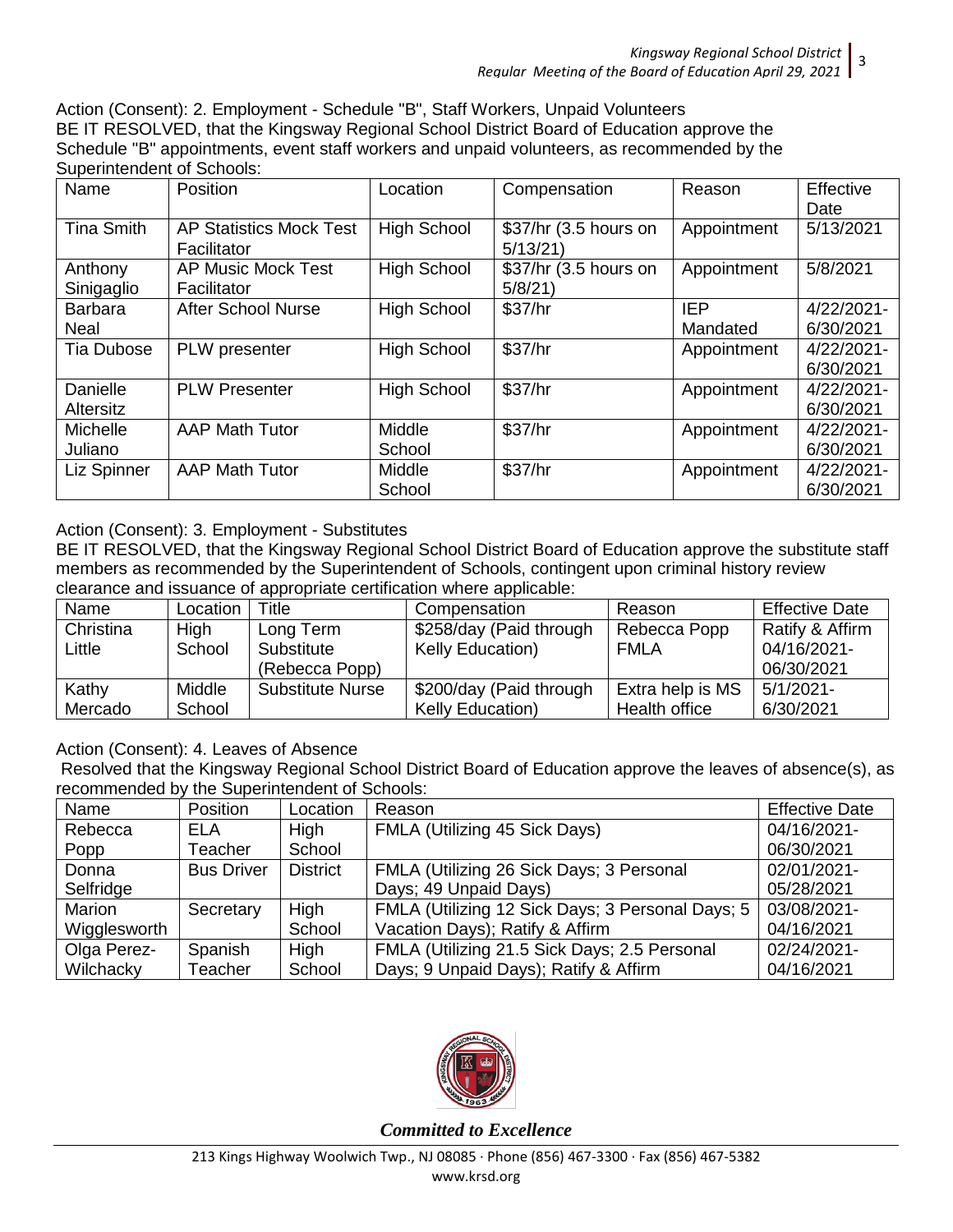Action (Consent): 2. Employment - Schedule "B", Staff Workers, Unpaid Volunteers

BE IT RESOLVED, that the Kingsway Regional School District Board of Education approve the Schedule "B" appointments, event staff workers and unpaid volunteers, as recommended by the Superintendent of Schools:

| Name | Position | Location | Compensation | Reason | Effective Date |
|---|---|---|---|---|---|
| Tina Smith | AP Statistics Mock Test Facilitator | High School | $37/hr (3.5 hours on 5/13/21) | Appointment | 5/13/2021 |
| Anthony Sinigaglio | AP Music Mock Test Facilitator | High School | $37/hr (3.5 hours on 5/8/21) | Appointment | 5/8/2021 |
| Barbara Neal | After School Nurse | High School | $37/hr | IEP Mandated | 4/22/2021-6/30/2021 |
| Tia Dubose | PLW presenter | High School | $37/hr | Appointment | 4/22/2021-6/30/2021 |
| Danielle Altersitz | PLW Presenter | High School | $37/hr | Appointment | 4/22/2021-6/30/2021 |
| Michelle Juliano | AAP Math Tutor | Middle School | $37/hr | Appointment | 4/22/2021-6/30/2021 |
| Liz Spinner | AAP Math Tutor | Middle School | $37/hr | Appointment | 4/22/2021-6/30/2021 |

Action (Consent): 3. Employment - Substitutes

BE IT RESOLVED, that the Kingsway Regional School District Board of Education approve the substitute staff members as recommended by the Superintendent of Schools, contingent upon criminal history review clearance and issuance of appropriate certification where applicable:

| Name | Location | Title | Compensation | Reason | Effective Date |
|---|---|---|---|---|---|
| Christina Little | High School | Long Term Substitute (Rebecca Popp) | $258/day (Paid through Kelly Education) | Rebecca Popp FMLA | Ratify & Affirm 04/16/2021-06/30/2021 |
| Kathy Mercado | Middle School | Substitute Nurse | $200/day (Paid through Kelly Education) | Extra help is MS Health office | 5/1/2021-6/30/2021 |

Action (Consent): 4. Leaves of Absence

Resolved that the Kingsway Regional School District Board of Education approve the leaves of absence(s), as recommended by the Superintendent of Schools:

| Name | Position | Location | Reason | Effective Date |
|---|---|---|---|---|
| Rebecca Popp | ELA Teacher | High School | FMLA (Utilizing 45 Sick Days) | 04/16/2021-06/30/2021 |
| Donna Selfridge | Bus Driver | District | FMLA (Utilizing 26 Sick Days; 3 Personal Days; 49 Unpaid Days) | 02/01/2021-05/28/2021 |
| Marion Wigglesworth | Secretary | High School | FMLA (Utilizing 12 Sick Days; 3 Personal Days; 5 Vacation Days); Ratify & Affirm | 03/08/2021-04/16/2021 |
| Olga Perez-Wilchacky | Spanish Teacher | High School | FMLA (Utilizing 21.5 Sick Days; 2.5 Personal Days; 9 Unpaid Days); Ratify & Affirm | 02/24/2021-04/16/2021 |

*Committed to Excellence*

213 Kings Highway Woolwich Twp., NJ 08085 · Phone (856) 467-3300 · Fax (856) 467-5382
www.krsd.org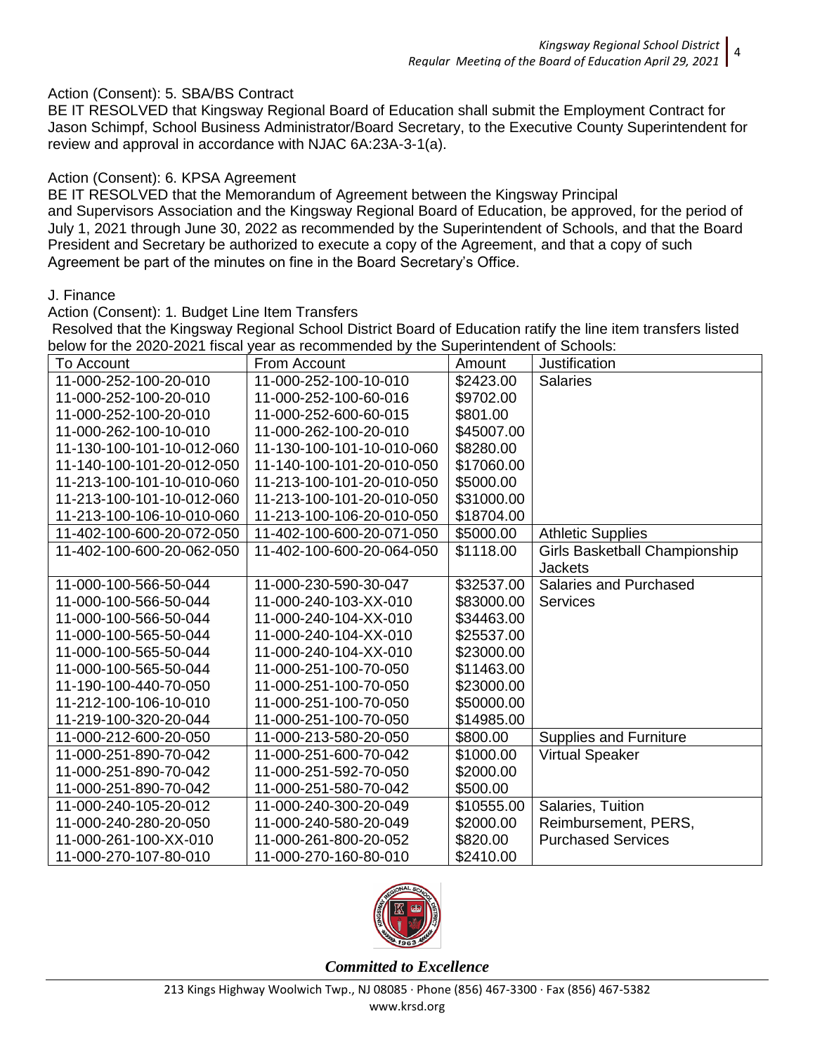Action (Consent): 5. SBA/BS Contract

BE IT RESOLVED that Kingsway Regional Board of Education shall submit the Employment Contract for Jason Schimpf, School Business Administrator/Board Secretary, to the Executive County Superintendent for review and approval in accordance with NJAC 6A:23A-3-1(a).

Action (Consent): 6. KPSA Agreement

BE IT RESOLVED that the Memorandum of Agreement between the Kingsway Principal and Supervisors Association and the Kingsway Regional Board of Education, be approved, for the period of July 1, 2021 through June 30, 2022 as recommended by the Superintendent of Schools, and that the Board President and Secretary be authorized to execute a copy of the Agreement, and that a copy of such Agreement be part of the minutes on fine in the Board Secretary's Office.

J. Finance

Action (Consent): 1. Budget Line Item Transfers

Resolved that the Kingsway Regional School District Board of Education ratify the line item transfers listed below for the 2020-2021 fiscal year as recommended by the Superintendent of Schools:

| To Account | From Account | Amount | Justification |
|---|---|---|---|
| 11-000-252-100-20-010 | 11-000-252-100-10-010 | $2423.00 | Salaries |
| 11-000-252-100-20-010 | 11-000-252-100-60-016 | $9702.00 | |
| 11-000-252-100-20-010 | 11-000-252-600-60-015 | $801.00 | |
| 11-000-262-100-10-010 | 11-000-262-100-20-010 | $45007.00 | |
| 11-130-100-101-10-012-060 | 11-130-100-101-10-010-060 | $8280.00 | |
| 11-140-100-101-20-012-050 | 11-140-100-101-20-010-050 | $17060.00 | |
| 11-213-100-101-10-010-060 | 11-213-100-101-20-010-050 | $5000.00 | |
| 11-213-100-101-10-012-060 | 11-213-100-101-20-010-050 | $31000.00 | |
| 11-213-100-106-10-010-060 | 11-213-100-106-20-010-050 | $18704.00 | |
| 11-402-100-600-20-072-050 | 11-402-100-600-20-071-050 | $5000.00 | Athletic Supplies |
| 11-402-100-600-20-062-050 | 11-402-100-600-20-064-050 | $1118.00 | Girls Basketball Championship Jackets |
| 11-000-100-566-50-044 | 11-000-230-590-30-047 | $32537.00 | Salaries and Purchased Services |
| 11-000-100-566-50-044 | 11-000-240-103-XX-010 | $83000.00 | |
| 11-000-100-566-50-044 | 11-000-240-104-XX-010 | $34463.00 | |
| 11-000-100-565-50-044 | 11-000-240-104-XX-010 | $25537.00 | |
| 11-000-100-565-50-044 | 11-000-240-104-XX-010 | $23000.00 | |
| 11-000-100-565-50-044 | 11-000-251-100-70-050 | $11463.00 | |
| 11-190-100-440-70-050 | 11-000-251-100-70-050 | $23000.00 | |
| 11-212-100-106-10-010 | 11-000-251-100-70-050 | $50000.00 | |
| 11-219-100-320-20-044 | 11-000-251-100-70-050 | $14985.00 | |
| 11-000-212-600-20-050 | 11-000-213-580-20-050 | $800.00 | Supplies and Furniture |
| 11-000-251-890-70-042 | 11-000-251-600-70-042 | $1000.00 | Virtual Speaker |
| 11-000-251-890-70-042 | 11-000-251-592-70-050 | $2000.00 | |
| 11-000-251-890-70-042 | 11-000-251-580-70-042 | $500.00 | |
| 11-000-240-105-20-012 | 11-000-240-300-20-049 | $10555.00 | Salaries, Tuition Reimbursement, PERS, Purchased Services |
| 11-000-240-280-20-050 | 11-000-240-580-20-049 | $2000.00 | |
| 11-000-261-100-XX-010 | 11-000-261-800-20-052 | $820.00 | |
| 11-000-270-107-80-010 | 11-000-270-160-80-010 | $2410.00 | |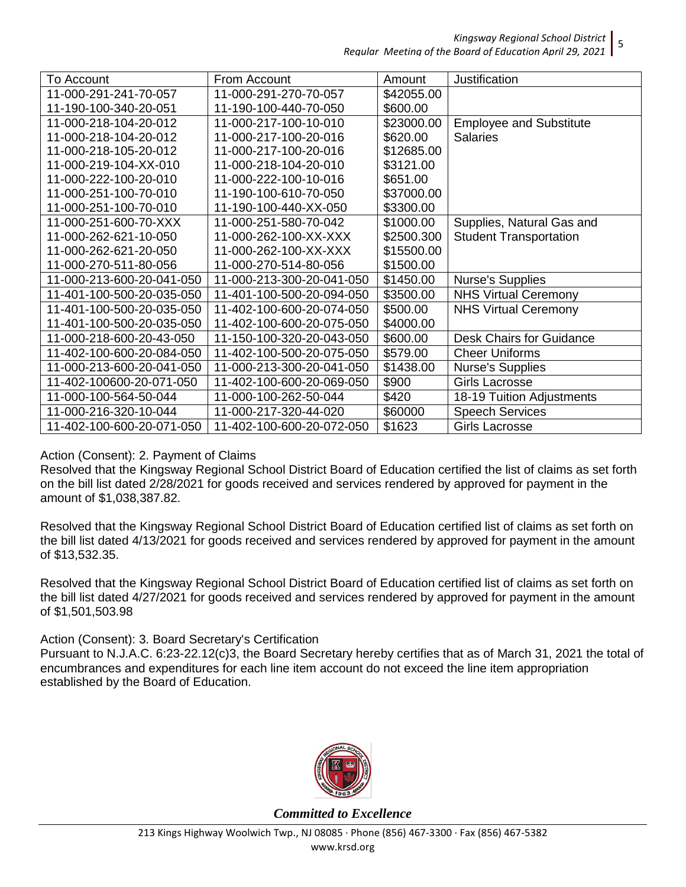| To Account | From Account | Amount | Justification |
| --- | --- | --- | --- |
| 11-000-291-241-70-057 | 11-000-291-270-70-057 | $42055.00 | |
| 11-190-100-340-20-051 | 11-190-100-440-70-050 | $600.00 | |
| 11-000-218-104-20-012 | 11-000-217-100-10-010 | $23000.00 | Employee and Substitute Salaries |
| 11-000-218-104-20-012 | 11-000-217-100-20-016 | $620.00 | |
| 11-000-218-105-20-012 | 11-000-217-100-20-016 | $12685.00 | |
| 11-000-219-104-XX-010 | 11-000-218-104-20-010 | $3121.00 | |
| 11-000-222-100-20-010 | 11-000-222-100-10-016 | $651.00 | |
| 11-000-251-100-70-010 | 11-190-100-610-70-050 | $37000.00 | |
| 11-000-251-100-70-010 | 11-190-100-440-XX-050 | $3300.00 | |
| 11-000-251-600-70-XXX | 11-000-251-580-70-042 | $1000.00 | Supplies, Natural Gas and Student Transportation |
| 11-000-262-621-10-050 | 11-000-262-100-XX-XXX | $2500.300 | |
| 11-000-262-621-20-050 | 11-000-262-100-XX-XXX | $15500.00 | |
| 11-000-270-511-80-056 | 11-000-270-514-80-056 | $1500.00 | |
| 11-000-213-600-20-041-050 | 11-000-213-300-20-041-050 | $1450.00 | Nurse's Supplies |
| 11-401-100-500-20-035-050 | 11-401-100-500-20-094-050 | $3500.00 | NHS Virtual Ceremony |
| 11-401-100-500-20-035-050 | 11-402-100-600-20-074-050 | $500.00 | NHS Virtual Ceremony |
| 11-401-100-500-20-035-050 | 11-402-100-600-20-075-050 | $4000.00 | |
| 11-000-218-600-20-43-050 | 11-150-100-320-20-043-050 | $600.00 | Desk Chairs for Guidance |
| 11-402-100-600-20-084-050 | 11-402-100-500-20-075-050 | $579.00 | Cheer Uniforms |
| 11-000-213-600-20-041-050 | 11-000-213-300-20-041-050 | $1438.00 | Nurse's Supplies |
| 11-402-100600-20-071-050 | 11-402-100-600-20-069-050 | $900 | Girls Lacrosse |
| 11-000-100-564-50-044 | 11-000-100-262-50-044 | $420 | 18-19 Tuition Adjustments |
| 11-000-216-320-10-044 | 11-000-217-320-44-020 | $60000 | Speech Services |
| 11-402-100-600-20-071-050 | 11-402-100-600-20-072-050 | $1623 | Girls Lacrosse |

Action (Consent): 2. Payment of Claims

Resolved that the Kingsway Regional School District Board of Education certified the list of claims as set forth on the bill list dated 2/28/2021 for goods received and services rendered by approved for payment in the amount of $1,038,387.82.

Resolved that the Kingsway Regional School District Board of Education certified list of claims as set forth on the bill list dated 4/13/2021 for goods received and services rendered by approved for payment in the amount of $13,532.35.

Resolved that the Kingsway Regional School District Board of Education certified list of claims as set forth on the bill list dated 4/27/2021 for goods received and services rendered by approved for payment in the amount of $1,501,503.98

Action (Consent): 3. Board Secretary's Certification

Pursuant to N.J.A.C. 6:23-22.12(c)3, the Board Secretary hereby certifies that as of March 31, 2021 the total of encumbrances and expenditures for each line item account do not exceed the line item appropriation established by the Board of Education.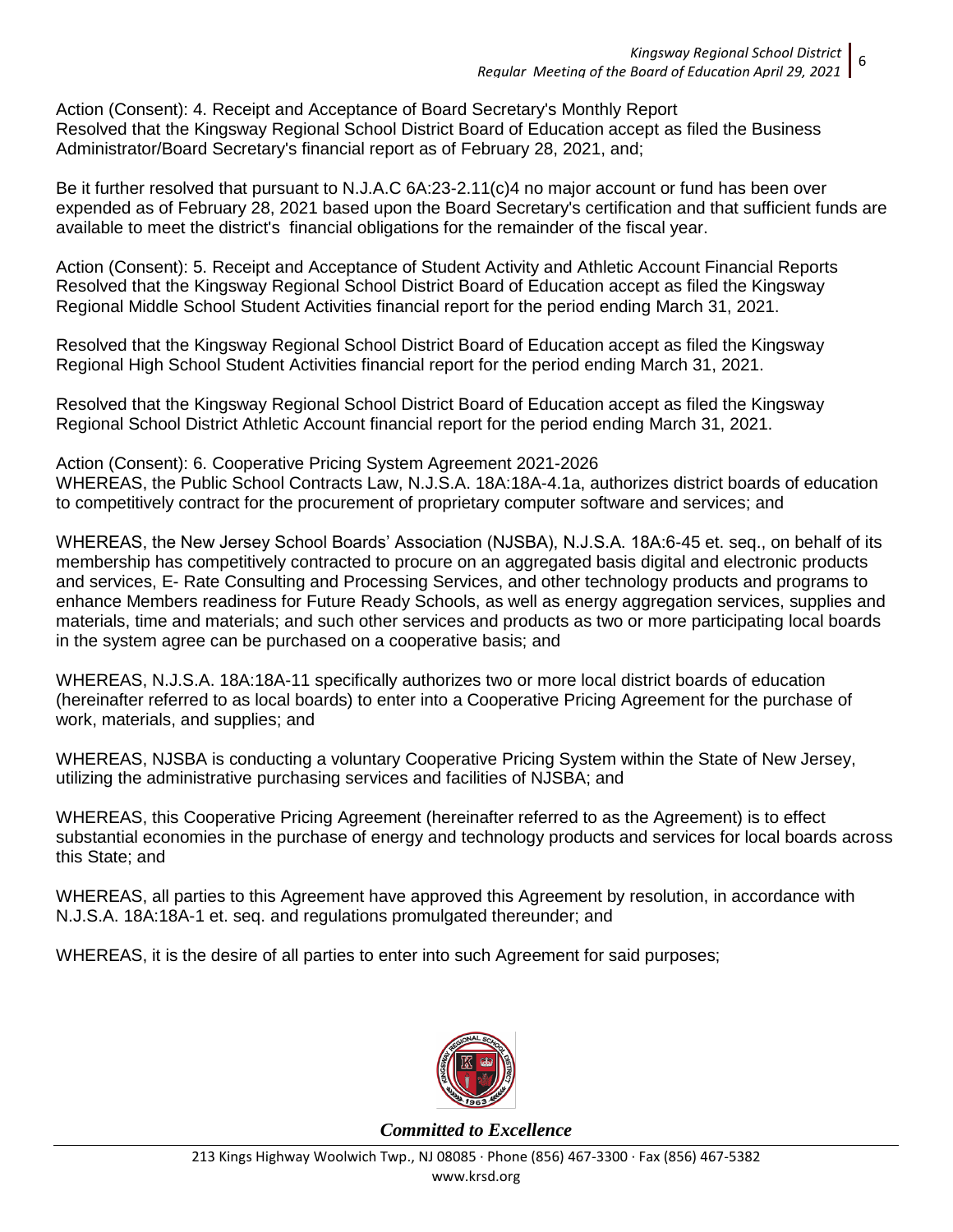Action (Consent): 4. Receipt and Acceptance of Board Secretary's Monthly Report
Resolved that the Kingsway Regional School District Board of Education accept as filed the Business Administrator/Board Secretary's financial report as of February 28, 2021, and;

Be it further resolved that pursuant to N.J.A.C 6A:23-2.11(c)4 no major account or fund has been over expended as of February 28, 2021 based upon the Board Secretary's certification and that sufficient funds are available to meet the district's financial obligations for the remainder of the fiscal year.

Action (Consent): 5. Receipt and Acceptance of Student Activity and Athletic Account Financial Reports
Resolved that the Kingsway Regional School District Board of Education accept as filed the Kingsway Regional Middle School Student Activities financial report for the period ending March 31, 2021.

Resolved that the Kingsway Regional School District Board of Education accept as filed the Kingsway Regional High School Student Activities financial report for the period ending March 31, 2021.

Resolved that the Kingsway Regional School District Board of Education accept as filed the Kingsway Regional School District Athletic Account financial report for the period ending March 31, 2021.

Action (Consent): 6. Cooperative Pricing System Agreement 2021-2026
WHEREAS, the Public School Contracts Law, N.J.S.A. 18A:18A-4.1a, authorizes district boards of education to competitively contract for the procurement of proprietary computer software and services; and

WHEREAS, the New Jersey School Boards' Association (NJSBA), N.J.S.A. 18A:6-45 et. seq., on behalf of its membership has competitively contracted to procure on an aggregated basis digital and electronic products and services, E- Rate Consulting and Processing Services, and other technology products and programs to enhance Members readiness for Future Ready Schools, as well as energy aggregation services, supplies and materials, time and materials; and such other services and products as two or more participating local boards in the system agree can be purchased on a cooperative basis; and

WHEREAS, N.J.S.A. 18A:18A-11 specifically authorizes two or more local district boards of education (hereinafter referred to as local boards) to enter into a Cooperative Pricing Agreement for the purchase of work, materials, and supplies; and

WHEREAS, NJSBA is conducting a voluntary Cooperative Pricing System within the State of New Jersey, utilizing the administrative purchasing services and facilities of NJSBA; and

WHEREAS, this Cooperative Pricing Agreement (hereinafter referred to as the Agreement) is to effect substantial economies in the purchase of energy and technology products and services for local boards across this State; and

WHEREAS, all parties to this Agreement have approved this Agreement by resolution, in accordance with N.J.S.A. 18A:18A-1 et. seq. and regulations promulgated thereunder; and

WHEREAS, it is the desire of all parties to enter into such Agreement for said purposes;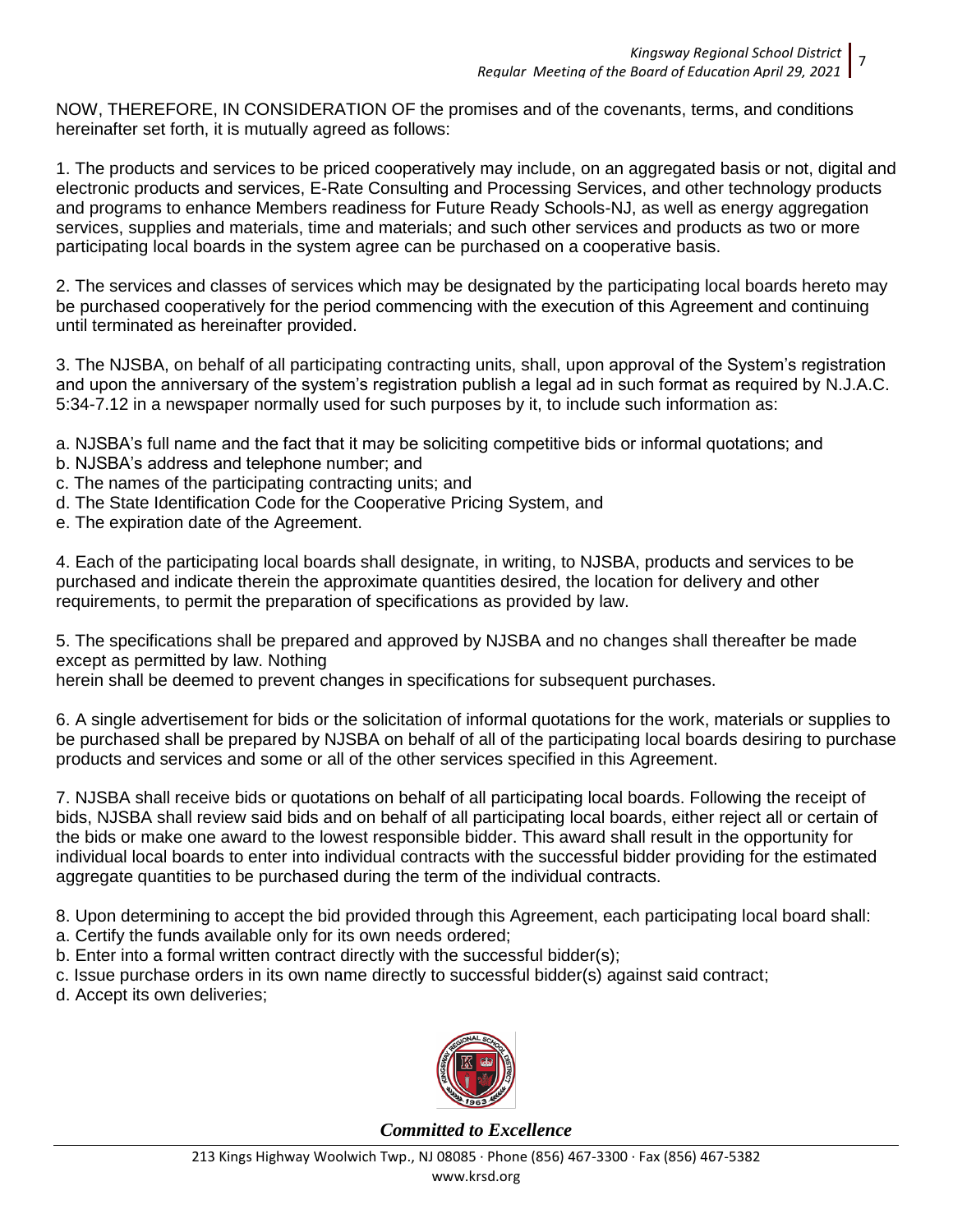NOW, THEREFORE, IN CONSIDERATION OF the promises and of the covenants, terms, and conditions hereinafter set forth, it is mutually agreed as follows:

1. The products and services to be priced cooperatively may include, on an aggregated basis or not, digital and electronic products and services, E-Rate Consulting and Processing Services, and other technology products and programs to enhance Members readiness for Future Ready Schools-NJ, as well as energy aggregation services, supplies and materials, time and materials; and such other services and products as two or more participating local boards in the system agree can be purchased on a cooperative basis.

2. The services and classes of services which may be designated by the participating local boards hereto may be purchased cooperatively for the period commencing with the execution of this Agreement and continuing until terminated as hereinafter provided.

3. The NJSBA, on behalf of all participating contracting units, shall, upon approval of the System's registration and upon the anniversary of the system's registration publish a legal ad in such format as required by N.J.A.C. 5:34-7.12 in a newspaper normally used for such purposes by it, to include such information as:

a. NJSBA's full name and the fact that it may be soliciting competitive bids or informal quotations; and
b. NJSBA's address and telephone number; and
c. The names of the participating contracting units; and
d. The State Identification Code for the Cooperative Pricing System, and
e. The expiration date of the Agreement.

4. Each of the participating local boards shall designate, in writing, to NJSBA, products and services to be purchased and indicate therein the approximate quantities desired, the location for delivery and other requirements, to permit the preparation of specifications as provided by law.

5. The specifications shall be prepared and approved by NJSBA and no changes shall thereafter be made except as permitted by law. Nothing
herein shall be deemed to prevent changes in specifications for subsequent purchases.

6. A single advertisement for bids or the solicitation of informal quotations for the work, materials or supplies to be purchased shall be prepared by NJSBA on behalf of all of the participating local boards desiring to purchase products and services and some or all of the other services specified in this Agreement.

7. NJSBA shall receive bids or quotations on behalf of all participating local boards. Following the receipt of bids, NJSBA shall review said bids and on behalf of all participating local boards, either reject all or certain of the bids or make one award to the lowest responsible bidder. This award shall result in the opportunity for individual local boards to enter into individual contracts with the successful bidder providing for the estimated aggregate quantities to be purchased during the term of the individual contracts.

8. Upon determining to accept the bid provided through this Agreement, each participating local board shall:
a. Certify the funds available only for its own needs ordered;
b. Enter into a formal written contract directly with the successful bidder(s);
c. Issue purchase orders in its own name directly to successful bidder(s) against said contract;
d. Accept its own deliveries;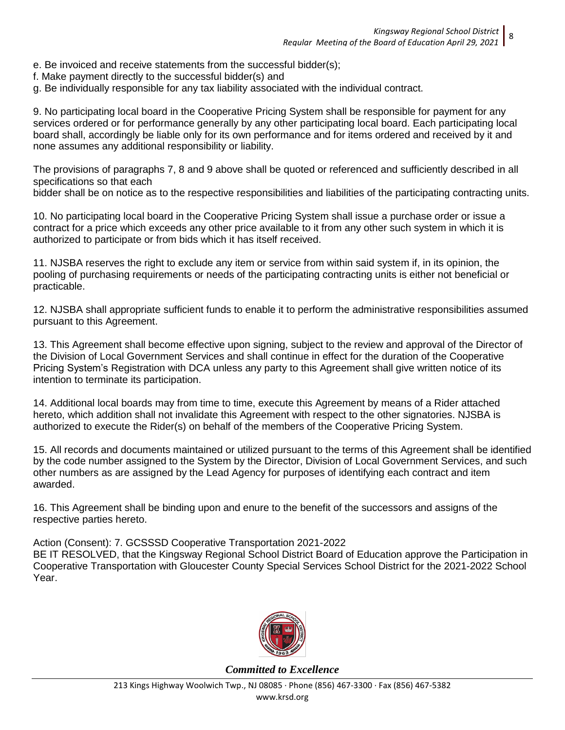e. Be invoiced and receive statements from the successful bidder(s);
f. Make payment directly to the successful bidder(s) and
g. Be individually responsible for any tax liability associated with the individual contract.

9. No participating local board in the Cooperative Pricing System shall be responsible for payment for any services ordered or for performance generally by any other participating local board. Each participating local board shall, accordingly be liable only for its own performance and for items ordered and received by it and none assumes any additional responsibility or liability.

The provisions of paragraphs 7, 8 and 9 above shall be quoted or referenced and sufficiently described in all specifications so that each
bidder shall be on notice as to the respective responsibilities and liabilities of the participating contracting units.

10. No participating local board in the Cooperative Pricing System shall issue a purchase order or issue a contract for a price which exceeds any other price available to it from any other such system in which it is authorized to participate or from bids which it has itself received.

11. NJSBA reserves the right to exclude any item or service from within said system if, in its opinion, the pooling of purchasing requirements or needs of the participating contracting units is either not beneficial or practicable.

12. NJSBA shall appropriate sufficient funds to enable it to perform the administrative responsibilities assumed pursuant to this Agreement.

13. This Agreement shall become effective upon signing, subject to the review and approval of the Director of the Division of Local Government Services and shall continue in effect for the duration of the Cooperative Pricing System's Registration with DCA unless any party to this Agreement shall give written notice of its intention to terminate its participation.

14. Additional local boards may from time to time, execute this Agreement by means of a Rider attached hereto, which addition shall not invalidate this Agreement with respect to the other signatories. NJSBA is authorized to execute the Rider(s) on behalf of the members of the Cooperative Pricing System.

15. All records and documents maintained or utilized pursuant to the terms of this Agreement shall be identified by the code number assigned to the System by the Director, Division of Local Government Services, and such other numbers as are assigned by the Lead Agency for purposes of identifying each contract and item awarded.

16. This Agreement shall be binding upon and enure to the benefit of the successors and assigns of the respective parties hereto.

Action (Consent): 7. GCSSSD Cooperative Transportation 2021-2022
BE IT RESOLVED, that the Kingsway Regional School District Board of Education approve the Participation in Cooperative Transportation with Gloucester County Special Services School District for the 2021-2022 School Year.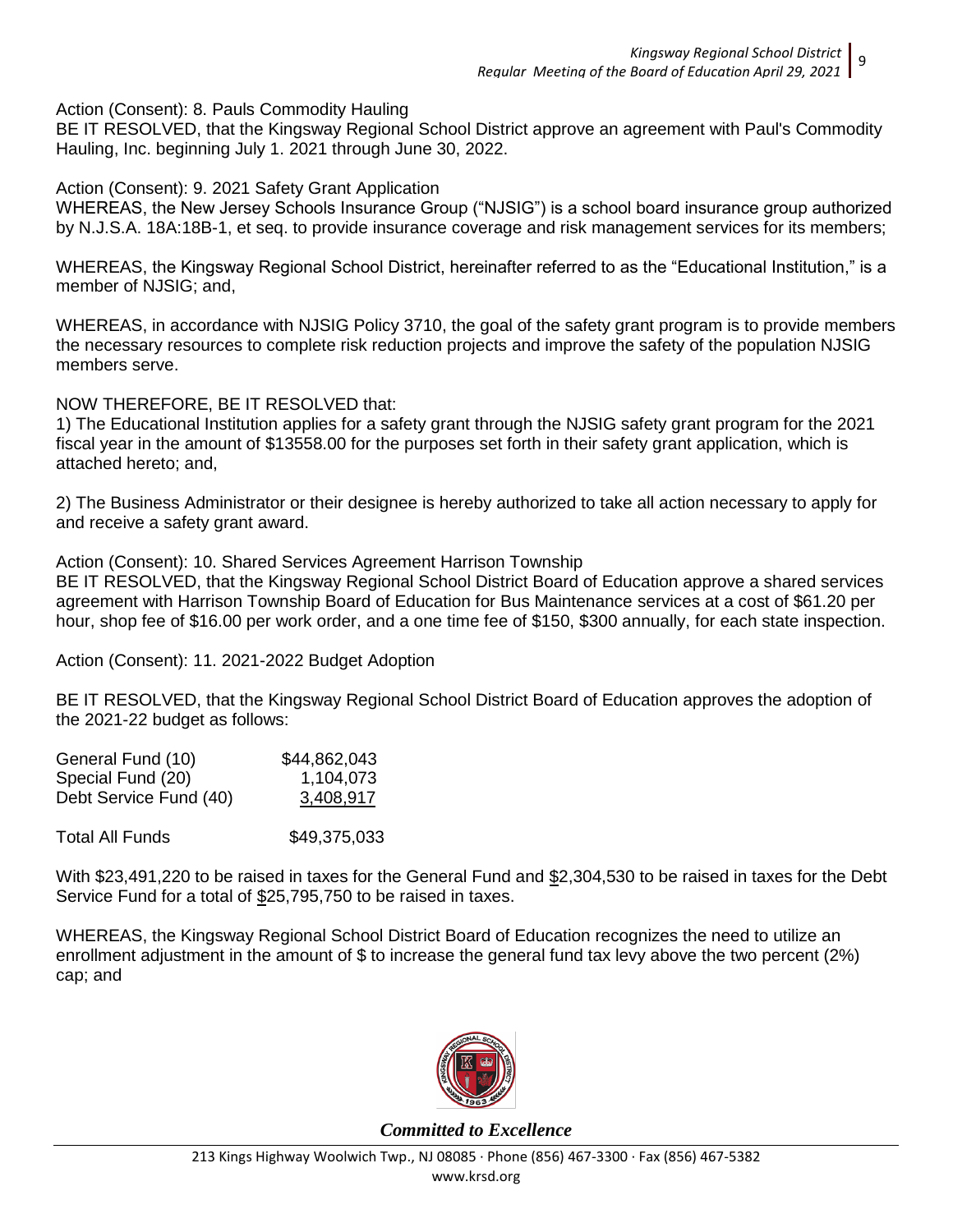Action (Consent): 8. Pauls Commodity Hauling

BE IT RESOLVED, that the Kingsway Regional School District approve an agreement with Paul's Commodity Hauling, Inc. beginning July 1. 2021 through June 30, 2022.

Action (Consent): 9. 2021 Safety Grant Application

WHEREAS, the New Jersey Schools Insurance Group ("NJSIG") is a school board insurance group authorized by N.J.S.A. 18A:18B-1, et seq. to provide insurance coverage and risk management services for its members;

WHEREAS, the Kingsway Regional School District, hereinafter referred to as the "Educational Institution," is a member of NJSIG; and,

WHEREAS, in accordance with NJSIG Policy 3710, the goal of the safety grant program is to provide members the necessary resources to complete risk reduction projects and improve the safety of the population NJSIG members serve.

NOW THEREFORE, BE IT RESOLVED that:

1) The Educational Institution applies for a safety grant through the NJSIG safety grant program for the 2021 fiscal year in the amount of $13558.00 for the purposes set forth in their safety grant application, which is attached hereto; and,

2) The Business Administrator or their designee is hereby authorized to take all action necessary to apply for and receive a safety grant award.

Action (Consent): 10. Shared Services Agreement Harrison Township

BE IT RESOLVED, that the Kingsway Regional School District Board of Education approve a shared services agreement with Harrison Township Board of Education for Bus Maintenance services at a cost of $61.20 per hour, shop fee of $16.00 per work order, and a one time fee of $150, $300 annually, for each state inspection.

Action (Consent): 11. 2021-2022 Budget Adoption

BE IT RESOLVED, that the Kingsway Regional School District Board of Education approves the adoption of the 2021-22 budget as follows:

| | |
|---|---|
| General Fund (10) | $44,862,043 |
| Special Fund (20) | 1,104,073 |
| Debt Service Fund (40) | 3,408,917 |
| Total All Funds | $49,375,033 |

With $23,491,220 to be raised in taxes for the General Fund and $2,304,530 to be raised in taxes for the Debt Service Fund for a total of $25,795,750 to be raised in taxes.

WHEREAS, the Kingsway Regional School District Board of Education recognizes the need to utilize an enrollment adjustment in the amount of $ to increase the general fund tax levy above the two percent (2%) cap; and

*Committed to Excellence*

213 Kings Highway Woolwich Twp., NJ 08085 · Phone (856) 467-3300 · Fax (856) 467-5382
www.krsd.org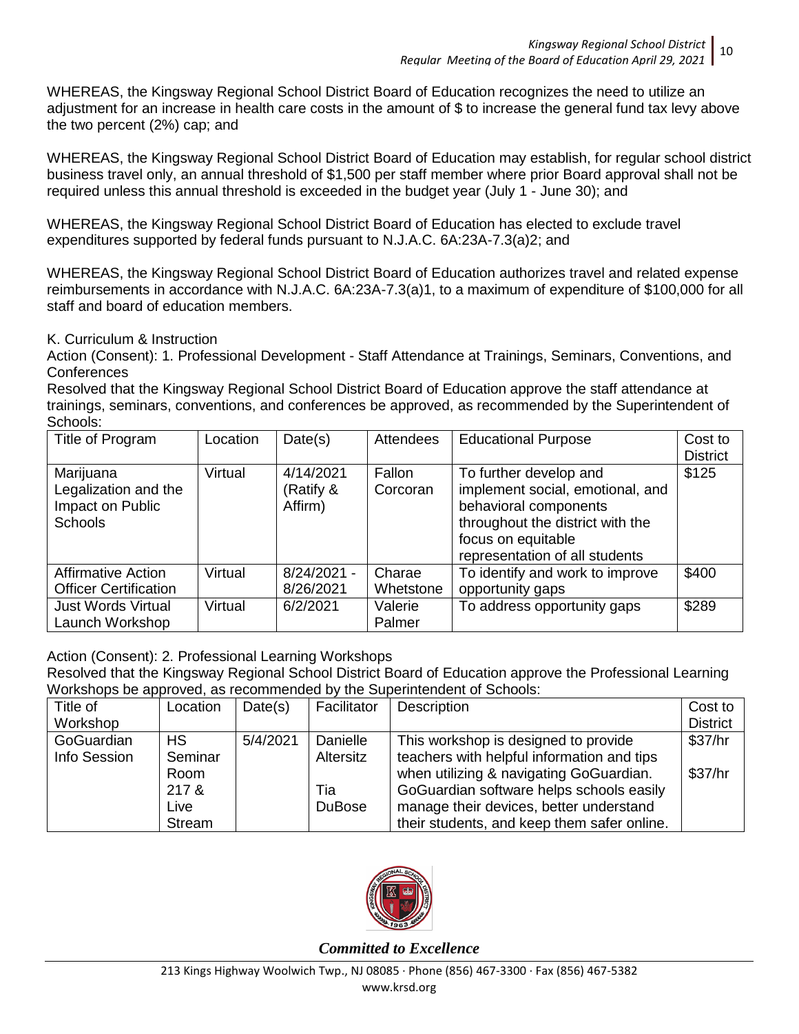WHEREAS, the Kingsway Regional School District Board of Education recognizes the need to utilize an adjustment for an increase in health care costs in the amount of $ to increase the general fund tax levy above the two percent (2%) cap; and

WHEREAS, the Kingsway Regional School District Board of Education may establish, for regular school district business travel only, an annual threshold of $1,500 per staff member where prior Board approval shall not be required unless this annual threshold is exceeded in the budget year (July 1 - June 30); and

WHEREAS, the Kingsway Regional School District Board of Education has elected to exclude travel expenditures supported by federal funds pursuant to N.J.A.C. 6A:23A-7.3(a)2; and

WHEREAS, the Kingsway Regional School District Board of Education authorizes travel and related expense reimbursements in accordance with N.J.A.C. 6A:23A-7.3(a)1, to a maximum of expenditure of $100,000 for all staff and board of education members.

K. Curriculum & Instruction

Action (Consent): 1. Professional Development - Staff Attendance at Trainings, Seminars, Conventions, and Conferences

Resolved that the Kingsway Regional School District Board of Education approve the staff attendance at trainings, seminars, conventions, and conferences be approved, as recommended by the Superintendent of Schools:

| Title of Program | Location | Date(s) | Attendees | Educational Purpose | Cost to District |
|---|---|---|---|---|---|
| Marijuana Legalization and the Impact on Public Schools | Virtual | 4/14/2021 (Ratify & Affirm) | Fallon Corcoran | To further develop and implement social, emotional, and behavioral components throughout the district with the focus on equitable representation of all students | $125 |
| Affirmative Action Officer Certification | Virtual | 8/24/2021 - 8/26/2021 | Charae Whetstone | To identify and work to improve opportunity gaps | $400 |
| Just Words Virtual Launch Workshop | Virtual | 6/2/2021 | Valerie Palmer | To address opportunity gaps | $289 |

Action (Consent): 2. Professional Learning Workshops

Resolved that the Kingsway Regional School District Board of Education approve the Professional Learning Workshops be approved, as recommended by the Superintendent of Schools:

| Title of Workshop | Location | Date(s) | Facilitator | Description | Cost to District |
|---|---|---|---|---|---|
| GoGuardian Info Session | HS Seminar Room 217 & Live Stream | 5/4/2021 | Danielle Altersitz<br><br>Tia DuBose | This workshop is designed to provide teachers with helpful information and tips when utilizing & navigating GoGuardian. GoGuardian software helps schools easily manage their devices, better understand their students, and keep them safer online. | $37/hr<br><br>$37/hr |

*Committed to Excellence*

213 Kings Highway Woolwich Twp., NJ 08085 · Phone (856) 467-3300 · Fax (856) 467-5382
www.krsd.org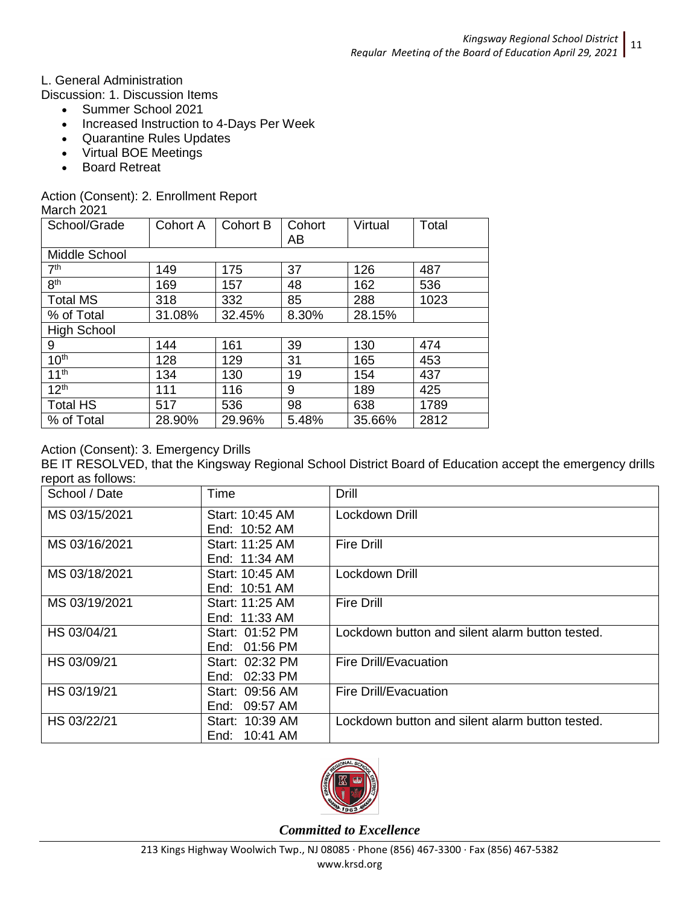L. General Administration

Discussion: 1. Discussion Items

- Summer School 2021
- Increased Instruction to 4-Days Per Week
- Quarantine Rules Updates
- Virtual BOE Meetings
- Board Retreat

Action (Consent): 2. Enrollment Report

March 2021

| School/Grade | Cohort A | Cohort B | Cohort AB | Virtual | Total |
|---|---|---|---|---|---|
| Middle School | | | | | |
| 7th | 149 | 175 | 37 | 126 | 487 |
| 8th | 169 | 157 | 48 | 162 | 536 |
| Total MS | 318 | 332 | 85 | 288 | 1023 |
| % of Total | 31.08% | 32.45% | 8.30% | 28.15% | |
| High School | | | | | |
| 9 | 144 | 161 | 39 | 130 | 474 |
| 10th | 128 | 129 | 31 | 165 | 453 |
| 11th | 134 | 130 | 19 | 154 | 437 |
| 12th | 111 | 116 | 9 | 189 | 425 |
| Total HS | 517 | 536 | 98 | 638 | 1789 |
| % of Total | 28.90% | 29.96% | 5.48% | 35.66% | 2812 |

Action (Consent): 3. Emergency Drills

BE IT RESOLVED, that the Kingsway Regional School District Board of Education accept the emergency drills report as follows:

| School / Date | Time | Drill |
|---|---|---|
| MS 03/15/2021 | Start: 10:45 AM<br>End: 10:52 AM | Lockdown Drill |
| MS 03/16/2021 | Start: 11:25 AM<br>End: 11:34 AM | Fire Drill |
| MS 03/18/2021 | Start: 10:45 AM<br>End: 10:51 AM | Lockdown Drill |
| MS 03/19/2021 | Start: 11:25 AM<br>End: 11:33 AM | Fire Drill |
| HS 03/04/21 | Start: 01:52 PM<br>End: 01:56 PM | Lockdown button and silent alarm button tested. |
| HS 03/09/21 | Start: 02:32 PM<br>End: 02:33 PM | Fire Drill/Evacuation |
| HS 03/19/21 | Start: 09:56 AM<br>End: 09:57 AM | Fire Drill/Evacuation |
| HS 03/22/21 | Start: 10:39 AM<br>End: 10:41 AM | Lockdown button and silent alarm button tested. |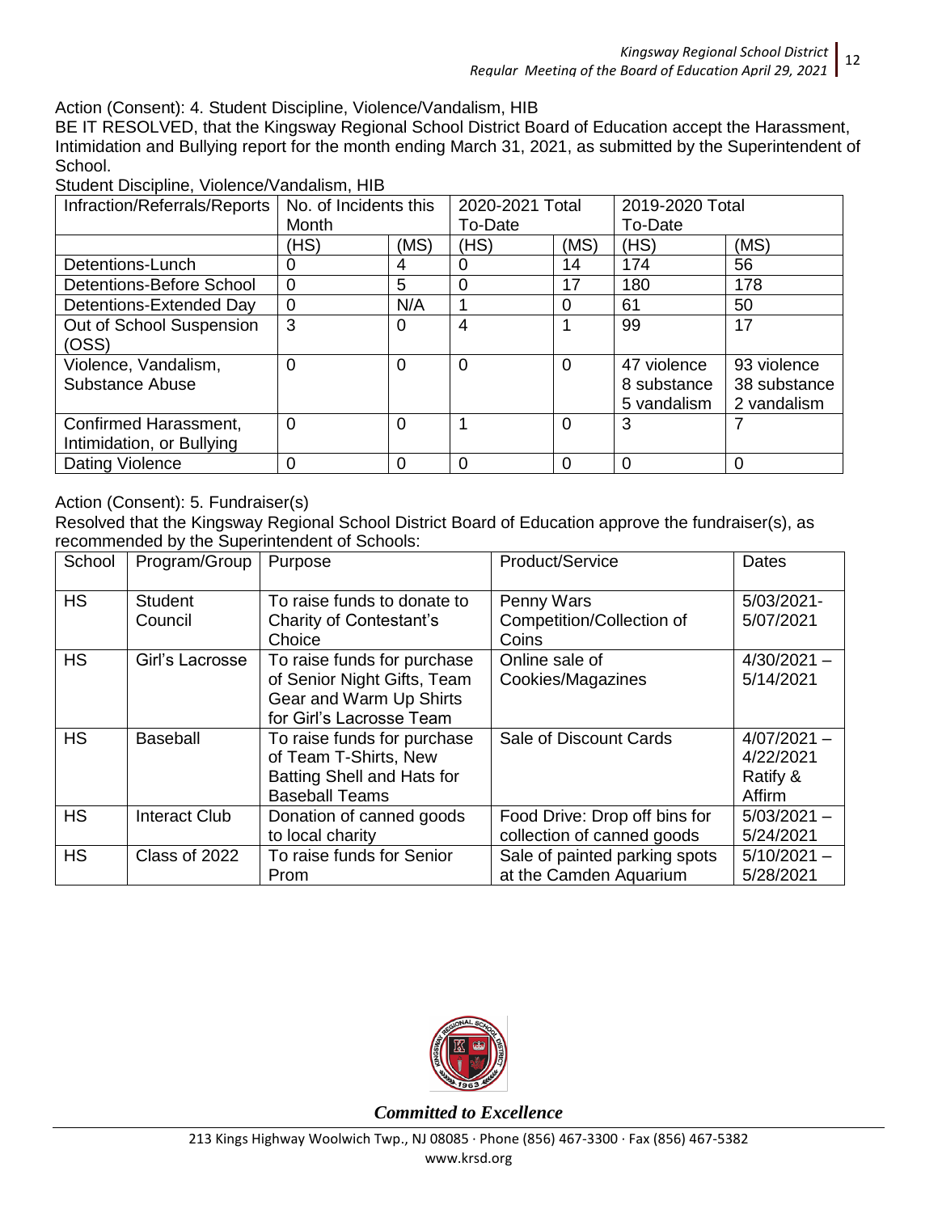Action (Consent): 4. Student Discipline, Violence/Vandalism, HIB

BE IT RESOLVED, that the Kingsway Regional School District Board of Education accept the Harassment, Intimidation and Bullying report for the month ending March 31, 2021, as submitted by the Superintendent of School.

Student Discipline, Violence/Vandalism, HIB

| Infraction/Referrals/Reports | No. of Incidents this Month | | 2020-2021 Total To-Date | | 2019-2020 Total To-Date | |
|---|---|---|---|---|---|---|
| | (HS) | (MS) | (HS) | (MS) | (HS) | (MS) |
| Detentions-Lunch | 0 | 4 | 0 | 14 | 174 | 56 |
| Detentions-Before School | 0 | 5 | 0 | 17 | 180 | 178 |
| Detentions-Extended Day | 0 | N/A | 1 | 0 | 61 | 50 |
| Out of School Suspension (OSS) | 3 | 0 | 4 | 1 | 99 | 17 |
| Violence, Vandalism, Substance Abuse | 0 | 0 | 0 | 0 | 47 violence<br>8 substance<br>5 vandalism | 93 violence<br>38 substance<br>2 vandalism |
| Confirmed Harassment, Intimidation, or Bullying | 0 | 0 | 1 | 0 | 3 | 7 |
| Dating Violence | 0 | 0 | 0 | 0 | 0 | 0 |

Action (Consent): 5. Fundraiser(s)

Resolved that the Kingsway Regional School District Board of Education approve the fundraiser(s), as recommended by the Superintendent of Schools:

| School | Program/Group | Purpose | Product/Service | Dates |
|---|---|---|---|---|
| HS | Student Council | To raise funds to donate to Charity of Contestant's Choice | Penny Wars Competition/Collection of Coins | 5/03/2021-5/07/2021 |
| HS | Girl's Lacrosse | To raise funds for purchase of Senior Night Gifts, Team Gear and Warm Up Shirts for Girl's Lacrosse Team | Online sale of Cookies/Magazines | 4/30/2021 – 5/14/2021 |
| HS | Baseball | To raise funds for purchase of Team T-Shirts, New Batting Shell and Hats for Baseball Teams | Sale of Discount Cards | 4/07/2021 – 4/22/2021 Ratify & Affirm |
| HS | Interact Club | Donation of canned goods to local charity | Food Drive: Drop off bins for collection of canned goods | 5/03/2021 – 5/24/2021 |
| HS | Class of 2022 | To raise funds for Senior Prom | Sale of painted parking spots at the Camden Aquarium | 5/10/2021 – 5/28/2021 |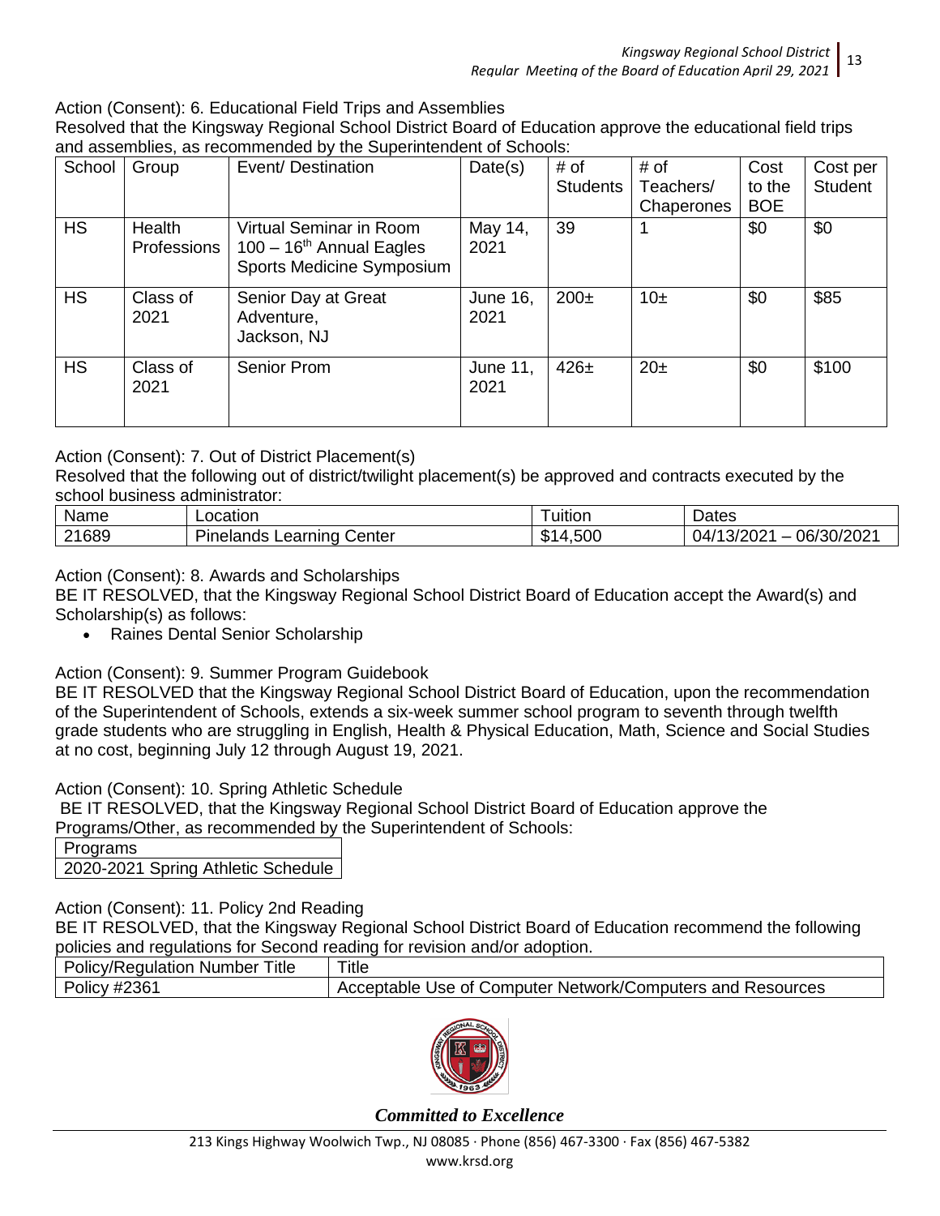Action (Consent): 6. Educational Field Trips and Assemblies

Resolved that the Kingsway Regional School District Board of Education approve the educational field trips and assemblies, as recommended by the Superintendent of Schools:

| School | Group | Event/ Destination | Date(s) | # of Students | # of Teachers/ Chaperones | Cost to the BOE | Cost per Student |
|---|---|---|---|---|---|---|---|
| HS | Health Professions | Virtual Seminar in Room 100 – 16th Annual Eagles Sports Medicine Symposium | May 14, 2021 | 39 | 1 | $0 | $0 |
| HS | Class of 2021 | Senior Day at Great Adventure, Jackson, NJ | June 16, 2021 | 200± | 10± | $0 | $85 |
| HS | Class of 2021 | Senior Prom | June 11, 2021 | 426± | 20± | $0 | $100 |

Action (Consent): 7. Out of District Placement(s)

Resolved that the following out of district/twilight placement(s) be approved and contracts executed by the school business administrator:

| Name | Location | Tuition | Dates |
|---|---|---|---|
| 21689 | Pinelands Learning Center | $14,500 | 04/13/2021 – 06/30/2021 |

Action (Consent): 8. Awards and Scholarships

BE IT RESOLVED, that the Kingsway Regional School District Board of Education accept the Award(s) and Scholarship(s) as follows:

- Raines Dental Senior Scholarship

Action (Consent): 9. Summer Program Guidebook

BE IT RESOLVED that the Kingsway Regional School District Board of Education, upon the recommendation of the Superintendent of Schools, extends a six-week summer school program to seventh through twelfth grade students who are struggling in English, Health & Physical Education, Math, Science and Social Studies at no cost, beginning July 12 through August 19, 2021.

Action (Consent): 10. Spring Athletic Schedule

BE IT RESOLVED, that the Kingsway Regional School District Board of Education approve the Programs/Other, as recommended by the Superintendent of Schools:

| Programs |
|---|
| 2020-2021 Spring Athletic Schedule |

Action (Consent): 11. Policy 2nd Reading

BE IT RESOLVED, that the Kingsway Regional School District Board of Education recommend the following policies and regulations for Second reading for revision and/or adoption.

| Policy/Regulation Number Title | Title |
|---|---|
| Policy #2361 | Acceptable Use of Computer Network/Computers and Resources |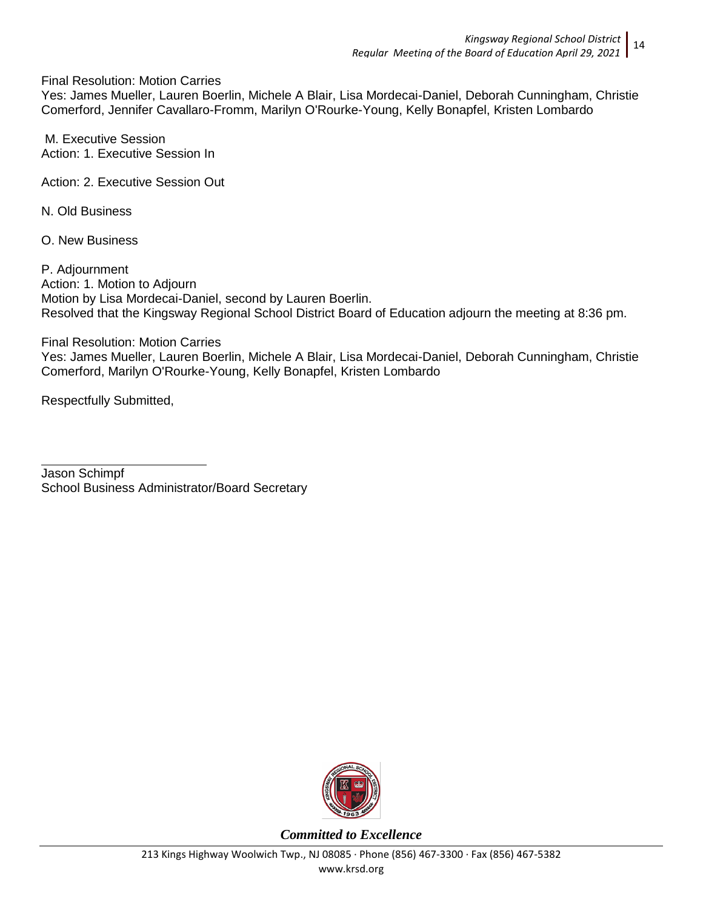Final Resolution: Motion Carries
Yes: James Mueller, Lauren Boerlin, Michele A Blair, Lisa Mordecai-Daniel, Deborah Cunningham, Christie Comerford, Jennifer Cavallaro-Fromm, Marilyn O'Rourke-Young, Kelly Bonapfel, Kristen Lombardo

M. Executive Session
Action: 1. Executive Session In

Action: 2. Executive Session Out

N. Old Business

O. New Business

P. Adjournment
Action: 1. Motion to Adjourn
Motion by Lisa Mordecai-Daniel, second by Lauren Boerlin.
Resolved that the Kingsway Regional School District Board of Education adjourn the meeting at 8:36 pm.

Final Resolution: Motion Carries
Yes: James Mueller, Lauren Boerlin, Michele A Blair, Lisa Mordecai-Daniel, Deborah Cunningham, Christie Comerford, Marilyn O'Rourke-Young, Kelly Bonapfel, Kristen Lombardo

Respectfully Submitted,

\_\_\_\_\_\_\_\_\_\_\_\_\_\_\_\_\_\_\_\_\_\_\_\_\_\_
Jason Schimpf
School Business Administrator/Board Secretary

*Committed to Excellence*

213 Kings Highway Woolwich Twp., NJ 08085 · Phone (856) 467-3300 · Fax (856) 467-5382
www.krsd.org